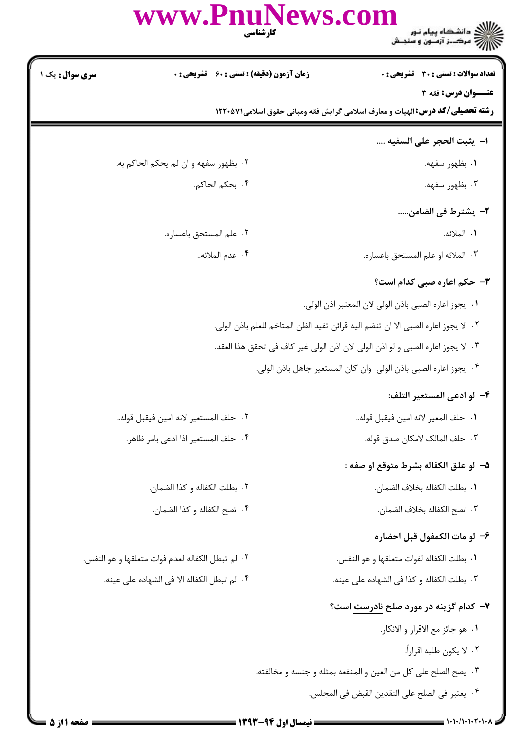**سری سوال:** یک ۱ | **زمان آزمون (دقیقه) : تستی : ۶۰ تشریحی : ۰** | **تعداد سوالات : تستی : ۳۰ تشریحی : ۰**

**عنـــوان درس:** فقه ۳

**رشته تحصیلی/کد درس:** الهیات و معارف اسلامی گرایش فقه ومبانی حقوق اسلامی۱۲۲۰۵۷۱

**۱- یثبت الحجر علی السفیه ....**

۱. بظهور سفهه.

۲. بظهور سفهه و ان لم یحکم الحاکم به.

۳. بظهور سفهه.

۴. بحکم الحاکم.

**۲- یشترط فی الضامن.....**

۱. الملائه.

۲. علم المستحق باعساره.

۳. الملائه او علم المستحق باعساره.

۴. عدم الملائه..

**۳- حکم اعاره صبی کدام است؟**

۱. یجوز اعاره الصبی باذن الولی لان المعتبر اذن الولی.

۲. لا یجوز اعاره الصبی الا ان تنضم الیه قرائن تفید الظن المتاخم للعلم باذن الولی.

۳. لا یجوز اعاره الصبی و لو اذن الولی لان اذن الولی غیر کاف فی تحقق هذا العقد.

۴. یجوز اعاره الصبی باذن الولی وان کان المستعیر جاهل باذن الولی.

**۴- لو ادعی المستعیر التلف:**

۱. حلف المعیر لانه امین فیقبل قوله..

۲. حلف المستعیر لانه امین فیقبل قوله..

۳. حلف المالک لامکان صدق قوله.

۴. حلف المستعیر اذا ادعی بامر ظاهر.

**۵- لو علق الکفاله بشرط متوقع او صفه :**

۱. بطلت الکفاله بخلاف الضمان.

۲. بطلت الکفاله و کذا الضمان.

۳. تصح الکفاله بخلاف الضمان.

۴. تصح الکفاله و کذا الضمان.

**۶- لو مات الکمفول قبل احضاره**

۱. بطلت الکفاله لفوات متعلقها و هو النفس.

۲. لم تبطل الکفاله لعدم فوات متعلقها و هو النفس.

۳. بطلت الکفاله و کذا فی الشهاده علی عینه.

۴. لم تبطل الکفاله الا فی الشهاده علی عینه.

**۷- کدام گزینه در مورد صلح نادرست است؟**

۱. هو جائز مع الاقرار و الانکار.

۲. لا یکون طلبه اقراراً.

۳. یصح الصلح علی کل من العین و المنفعه بمثله و جنسه و مخالفته.

۴. یعتبر فی الصلح علی النقدین القبض فی المجلس.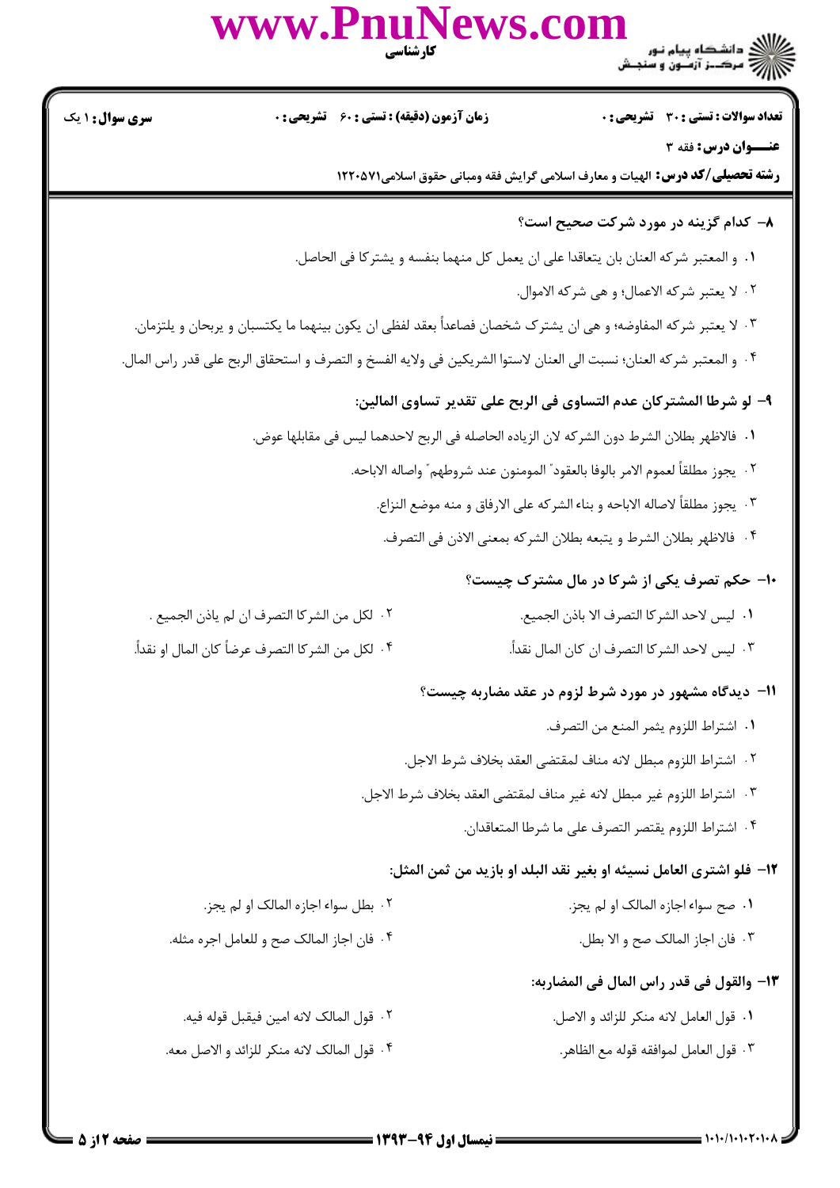تعداد سوالات: تستی: ۳۰ تشریحی: ۰ | زمان آزمون (دقیقه): تستی: ۶۰ تشریحی: ۰ | سری سوال: ۱ یک

**عنـــوان درس:** فقه ۳

**رشته تحصیلی/کد درس:** الهیات و معارف اسلامی گرایش فقه ومبانی حقوق اسلامی۱۲۲۰۵۷۱

**۸- کدام گزینه در مورد شرکت صحیح است؟**

۱. و المعتبر شركه العنان بان يتعاقدا على ان يعمل كل منهما بنفسه و يشتركا في الحاصل.

۲. لا يعتبر شركه الاعمال؛ و هي شركه الاموال.

۳. لا يعتبر شركه المفاوضه؛ و هي ان يشترك شخصان فصاعداً بعقد لفظي ان يكون بينهما ما يكتسبان و يربحان و يلتزمان.

۴. و المعتبر شركه العنان؛ نسبت الى العنان لاستوا الشريكين في ولايه الفسخ و التصرف و استحقاق الربح على قدر راس المال.

**۹- لو شرطا المشتركان عدم التساوي في الربح على تقدير تساوي المالين:**

۱. فالاظهر بطلان الشرط دون الشركه لان الزياده الحاصله في الربح لاحدهما ليس في مقابلها عوض.

۲. يجوز مطلقاً لعموم الامر بالوفا بالعقود" المومنون عند شروطهم" واصاله الاباحه.

۳. يجوز مطلقاً لاصاله الاباحه و بناء الشركه على الارفاق و منه موضع النزاع.

۴. فالاظهر بطلان الشرط و يتبعه بطلان الشركه بمعنى الاذن في التصرف.

**۱۰- حکم تصرف یکی از شرکا در مال مشترک چیست؟**

۱. ليس لاحد الشركا التصرف الا باذن الجميع.

۲. لكل من الشركا التصرف ان لم ياذن الجميع .

۳. ليس لاحد الشركا التصرف ان كان المال نقداً.

۴. لكل من الشركا التصرف عرضاً كان المال او نقداً.

**۱۱- دیدگاه مشهور در مورد شرط لزوم در عقد مضاربه چیست؟**

۱. اشتراط اللزوم يثمر المنع من التصرف.

۲. اشتراط اللزوم مبطل لانه مناف لمقتضى العقد بخلاف شرط الاجل.

۳. اشتراط اللزوم غير مبطل لانه غير مناف لمقتضى العقد بخلاف شرط الاجل.

۴. اشتراط اللزوم يقتصر التصرف على ما شرطا المتعاقدان.

**۱۲- فلو اشترى العامل نسيئه او بغير نقد البلد او بازيد من ثمن المثل:**

۱. صح سواء اجازه المالك او لم يجز.

۲. بطل سواء اجازه المالك او لم يجز.

۳. فان اجاز المالك صح و الا بطل.

۴. فان اجاز المالك صح و للعامل اجره مثله.

**۱۳- والقول في قدر راس المال في المضاربه:**

۱. قول العامل لانه منكر للزائد و الاصل.

۲. قول المالك لانه امين فيقبل قوله فيه.

۳. قول العامل لموافقه قوله مع الظاهر.

۴. قول المالك لانه منكر للزائد و الاصل معه.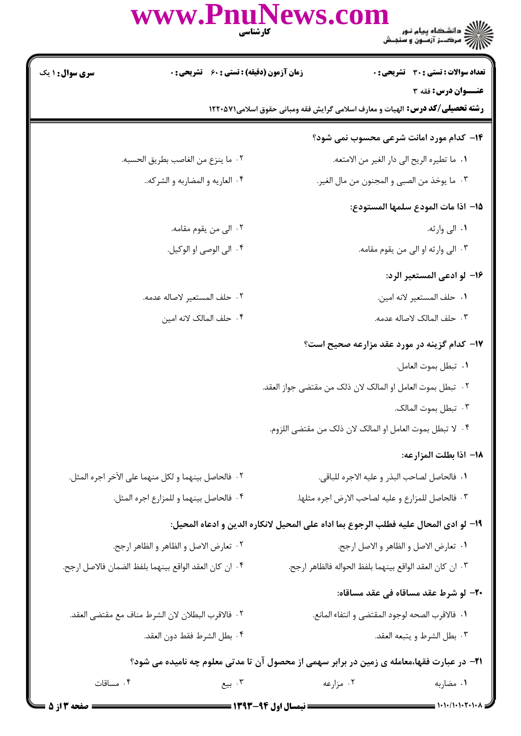**سری سوال:** ۱ یک | **زمان آزمون (دقیقه) : تستی :** ۶۰ **تشریحی :** ۰ | **تعداد سوالات : تستی :** ۳۰ **تشریحی :** ۰

**عنـــوان درس:** فقه ۳

**رشته تحصیلی/کد درس:** الهیات و معارف اسلامی گرایش فقه ومبانی حقوق اسلامی۱۲۲۰۵۷۱

**۱۴- کدام مورد امانت شرعی محسوب نمی شود؟**

۱. ما تطیره الریح الی دار الغیر من الامتعه.

۲. ما ینزع من الغاصب بطریق الحسبه.

۳. ما یوخذ من الصبی و المجنون من مال الغیر.

۴. العاریه و المضاربه و الشرکه..

**۱۵- اذا مات المودع سلمها المستودع:**

۱. الی وارثه.

۲. الی من یقوم مقامه.

۳. الی وارثه او الی من یقوم مقامه.

۴. الی الوصی او الوکیل.

**۱۶- لو ادعی المستعیر الرد:**

۱. حلف المستعیر لانه امین.

۲. حلف المستعیر لاصاله عدمه.

۳. حلف المالک لاصاله عدمه.

۴. حلف المالک لانه امین

**۱۷- کدام گزینه در مورد عقد مزارعه صحیح است؟**

۱. تبطل بموت العامل.

۲. تبطل بموت العامل او المالک لان ذلک من مقتضی جواز العقد.

۳. تبطل بموت المالک.

۴. لا تبطل بموت العامل او المالک لان ذلک من مقتضی اللزوم.

**۱۸- اذا بطلت المزارعه:**

۱. فالحاصل لصاحب البذر و علیه الاجره للباقی.

۲. فالحاصل بینهما و لکل منهما علی الآخر اجره المثل.

۳. فالحاصل للمزارع و علیه لصاحب الارض اجره مثلها.

۴. فالحاصل بینهما و للمزارع اجره المثل.

**۱۹- لو ادی المحال علیه فطلب الرجوع بما اداه علی المحیل لانکاره الدین و ادعاه المحیل:**

۱. تعارض الاصل و الظاهر و الاصل ارجح.

۲. تعارض الاصل و الظاهر و الظاهر ارجح.

۳. ان کان العقد الواقع بینهما بلفظ الحواله فالظاهر ارجح.

۴. ان کان العقد الواقع بینهما بلفظ الضمان فالاصل ارجح.

**۲۰- لو شرط عقد مساقاه فی عقد مساقاه:**

۱. فالاقرب الصحه لوجود المقتضی و انتفاء المانع.

۲. فالاقرب البطلان لان الشرط مناف مع مقتضی العقد.

۳. بطل الشرط و یتبعه العقد.

۴. بطل الشرط فقط دون العقد.

**۲۱- در عبارت فقها،معامله ی زمین در برابر سهمی از محصول آن تا مدتی معلوم چه نامیده می شود؟**

۱. مضاربه

۲. مزارعه

۳. بیع

۴. مساقات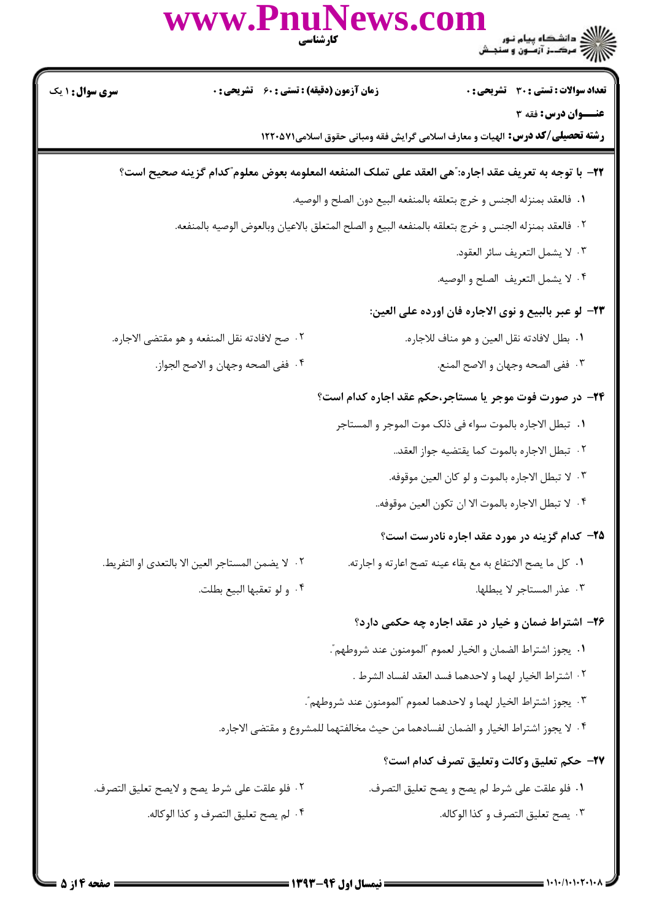**سری سوال:** ۱ یک | **زمان آزمون (دقیقه) : تستی :** ۶۰ **تشریحی :** ۰ | **تعداد سوالات : تستی :** ۳۰ **تشریحی :** ۰

**عنـــوان درس:** فقه ۳

**رشته تحصیلی/کد درس:** الهیات و معارف اسلامی گرایش فقه ومبانی حقوق اسلامی۱۲۲۰۵۷۱

**۲۲- با توجه به تعریف عقد اجاره:"هی العقد علی تملک المنفعه المعلومه بعوض معلوم"کدام گزینه صحیح است؟**

۱. فالعقد بمنزله الجنس و خرج بتعلقه بالمنفعه البیع دون الصلح و الوصیه.

۲. فالعقد بمنزله الجنس و خرج بتعلقه بالمنفعه البیع و الصلح المتعلق بالاعیان وبالعوض الوصیه بالمنفعه.

۳. لا یشمل التعریف سائر العقود.

۴. لا یشمل التعریف الصلح و الوصیه.

**۲۳- لو عبر بالبیع و نوی الاجاره فان اورده علی العین:**

۱. بطل لافادته نقل العین و هو مناف للاجاره.

۲. صح لافادته نقل المنفعه و هو مقتضی الاجاره.

۳. ففی الصحه وجهان و الاصح المنع.

۴. ففی الصحه وجهان و الاصح الجواز.

**۲۴- در صورت فوت موجر یا مستاجر،حکم عقد اجاره کدام است؟**

۱. تبطل الاجاره بالموت سواء فی ذلک موت الموجر و المستاجر

۲. تبطل الاجاره بالموت کما یقتضیه جواز العقد..

۳. لا تبطل الاجاره بالموت و لو کان العین موقوفه.

۴. لا تبطل الاجاره بالموت الا ان تکون العین موقوفه..

**۲۵- کدام گزینه در مورد عقد اجاره نادرست است؟**

۱. کل ما یصح الانتفاع به مع بقاء عینه تصح اعارته و اجارته.

۲. لا یضمن المستاجر العین الا بالتعدی او التفریط.

۳. عذر المستاجر لا یبطلها.

۴. و لو تعقبها البیع بطلت.

**۲۶- اشتراط ضمان و خیار در عقد اجاره چه حکمی دارد؟**

۱. یجوز اشتراط الضمان و الخیار لعموم "المومنون عند شروطهم".

۲. اشتراط الخیار لهما و لاحدهما فسد العقد لفساد الشرط .

۳. یجوز اشتراط الخیار لهما و لاحدهما لعموم "المومنون عند شروطهم".

۴. لا یجوز اشتراط الخیار و الضمان لفسادهما من حیث مخالفتهما للمشروع و مقتضی الاجاره.

**۲۷- حکم تعلیق وکالت وتعلیق تصرف کدام است؟**

۱. فلو علقت علی شرط لم یصح و یصح تعلیق التصرف.

۲. فلو علقت علی شرط یصح و لایصح تعلیق التصرف.

۳. یصح تعلیق التصرف و کذا الوکاله.

۴. لم یصح تعلیق التصرف و کذا الوکاله.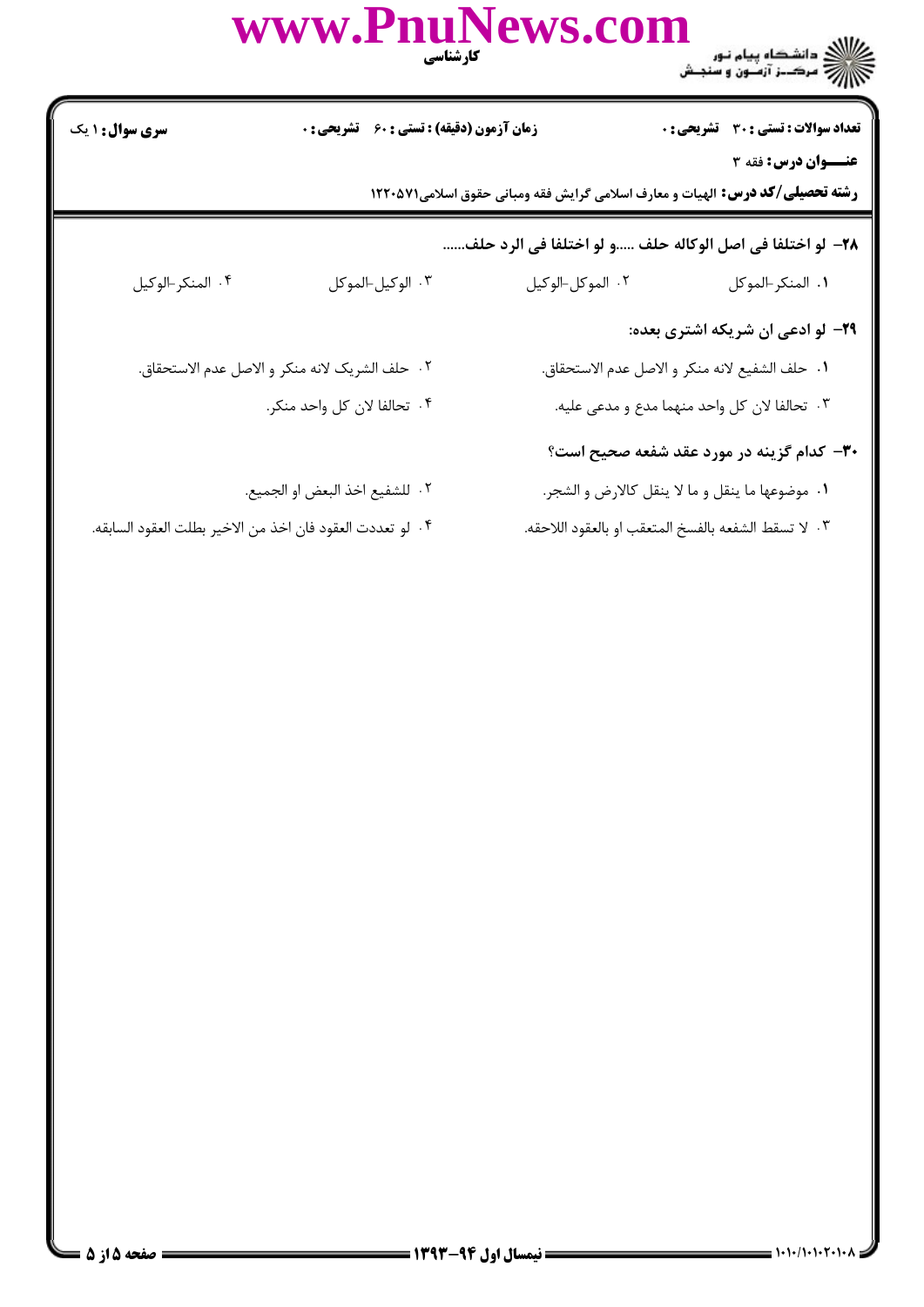**۲۸- لو اختلفا فی اصل الوکاله حلف .....و لو اختلفا فی الرد حلف......**

۱. المنکر-الموکل

۲. الموکل-الوکیل

۳. الوکیل-الموکل

۴. المنکر-الوکیل

**۲۹- لو ادعی ان شریکه اشتری بعده:**

۱. حلف الشفیع لانه منکر و الاصل عدم الاستحقاق.

۲. حلف الشریک لانه منکر و الاصل عدم الاستحقاق.

۳. تحالفا لان کل واحد منهما مدع و مدعی علیه.

۴. تحالفا لان کل واحد منکر.

**۳۰- کدام گزینه در مورد عقد شفعه صحیح است؟**

۱. موضوعها ما ینقل و ما لا ینقل کالارض و الشجر.

۲. للشفیع اخذ البعض او الجمیع.

۳. لا تسقط الشفعه بالفسخ المتعقب او بالعقود اللاحقه.

۴. لو تعددت العقود فان اخذ من الاخیر بطلت العقود السابقه.